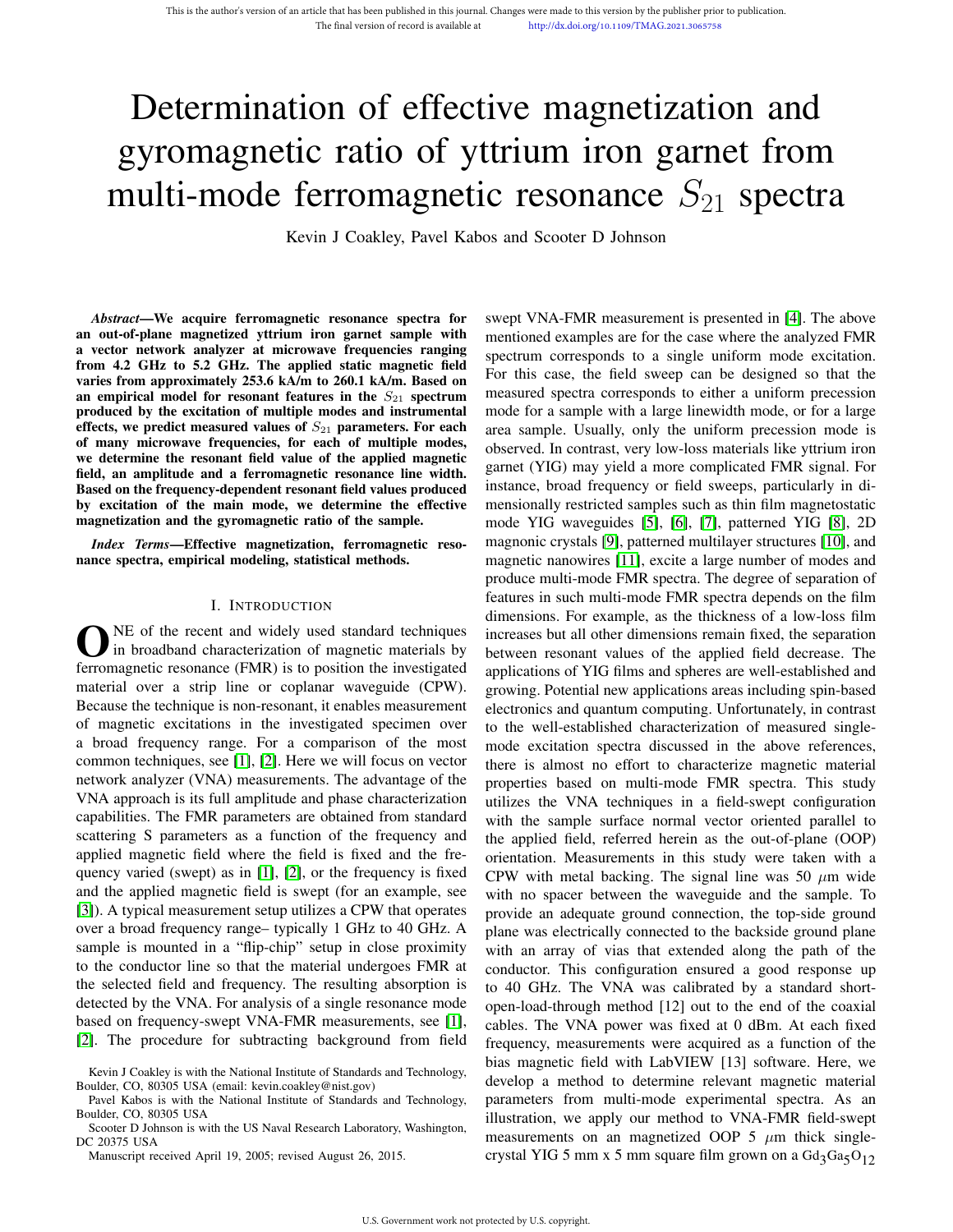This is the author's version of an article that has been published in this journal. Changes were made to this version by the publisher prior to publication.
The final version of record is available at http://dx.doi.org/10.1109/TMAG.2021.3065758

# Determination of effective magnetization and gyromagnetic ratio of yttrium iron garnet from multi-mode ferromagnetic resonance $S_{21}$ spectra

Kevin J Coakley, Pavel Kabos and Scooter D Johnson

***Abstract*—We acquire ferromagnetic resonance spectra for an out-of-plane magnetized yttrium iron garnet sample with a vector network analyzer at microwave frequencies ranging from 4.2 GHz to 5.2 GHz. The applied static magnetic field varies from approximately 253.6 kA/m to 260.1 kA/m. Based on an empirical model for resonant features in the $S_{21}$ spectrum produced by the excitation of multiple modes and instrumental effects, we predict measured values of $S_{21}$ parameters. For each of many microwave frequencies, for each of multiple modes, we determine the resonant field value of the applied magnetic field, an amplitude and a ferromagnetic resonance line width. Based on the frequency-dependent resonant field values produced by excitation of the main mode, we determine the effective magnetization and the gyromagnetic ratio of the sample.**

***Index Terms*—Effective magnetization, ferromagnetic resonance spectra, empirical modeling, statistical methods.**

## I. Introduction

ONE of the recent and widely used standard techniques in broadband characterization of magnetic materials by ferromagnetic resonance (FMR) is to position the investigated material over a strip line or coplanar waveguide (CPW). Because the technique is non-resonant, it enables measurement of magnetic excitations in the investigated specimen over a broad frequency range. For a comparison of the most common techniques, see [1], [2]. Here we will focus on vector network analyzer (VNA) measurements. The advantage of the VNA approach is its full amplitude and phase characterization capabilities. The FMR parameters are obtained from standard scattering S parameters as a function of the frequency and applied magnetic field where the field is fixed and the frequency varied (swept) as in [1], [2], or the frequency is fixed and the applied magnetic field is swept (for an example, see [3]). A typical measurement setup utilizes a CPW that operates over a broad frequency range– typically 1 GHz to 40 GHz. A sample is mounted in a "flip-chip" setup in close proximity to the conductor line so that the material undergoes FMR at the selected field and frequency. The resulting absorption is detected by the VNA. For analysis of a single resonance mode based on frequency-swept VNA-FMR measurements, see [1], [2]. The procedure for subtracting background from field swept VNA-FMR measurement is presented in [4]. The above mentioned examples are for the case where the analyzed FMR spectrum corresponds to a single uniform mode excitation. For this case, the field sweep can be designed so that the measured spectra corresponds to either a uniform precession mode for a sample with a large linewidth mode, or for a large area sample. Usually, only the uniform precession mode is observed. In contrast, very low-loss materials like yttrium iron garnet (YIG) may yield a more complicated FMR signal. For instance, broad frequency or field sweeps, particularly in dimensionally restricted samples such as thin film magnetostatic mode YIG waveguides [5], [6], [7], patterned YIG [8], 2D magnonic crystals [9], patterned multilayer structures [10], and magnetic nanowires [11], excite a large number of modes and produce multi-mode FMR spectra. The degree of separation of features in such multi-mode FMR spectra depends on the film dimensions. For example, as the thickness of a low-loss film increases but all other dimensions remain fixed, the separation between resonant values of the applied field decrease. The applications of YIG films and spheres are well-established and growing. Potential new applications areas including spin-based electronics and quantum computing. Unfortunately, in contrast to the well-established characterization of measured single-mode excitation spectra discussed in the above references, there is almost no effort to characterize magnetic material properties based on multi-mode FMR spectra. This study utilizes the VNA techniques in a field-swept configuration with the sample surface normal vector oriented parallel to the applied field, referred herein as the out-of-plane (OOP) orientation. Measurements in this study were taken with a CPW with metal backing. The signal line was 50 $\mu$m wide with no spacer between the waveguide and the sample. To provide an adequate ground connection, the top-side ground plane was electrically connected to the backside ground plane with an array of vias that extended along the path of the conductor. This configuration ensured a good response up to 40 GHz. The VNA was calibrated by a standard short-open-load-through method [12] out to the end of the coaxial cables. The VNA power was fixed at 0 dBm. At each fixed frequency, measurements were acquired as a function of the bias magnetic field with LabVIEW [13] software. Here, we develop a method to determine relevant magnetic material parameters from multi-mode experimental spectra. As an illustration, we apply our method to VNA-FMR field-swept measurements on an magnetized OOP 5 $\mu$m thick single-crystal YIG 5 mm x 5 mm square film grown on a $Gd_3Ga_5O_{12}$

Kevin J Coakley is with the National Institute of Standards and Technology, Boulder, CO, 80305 USA (email: kevin.coakley@nist.gov)

Pavel Kabos is with the National Institute of Standards and Technology, Boulder, CO, 80305 USA

Scooter D Johnson is with the US Naval Research Laboratory, Washington, DC 20375 USA

Manuscript received April 19, 2005; revised August 26, 2015.

U.S. Government work not protected by U.S. copyright.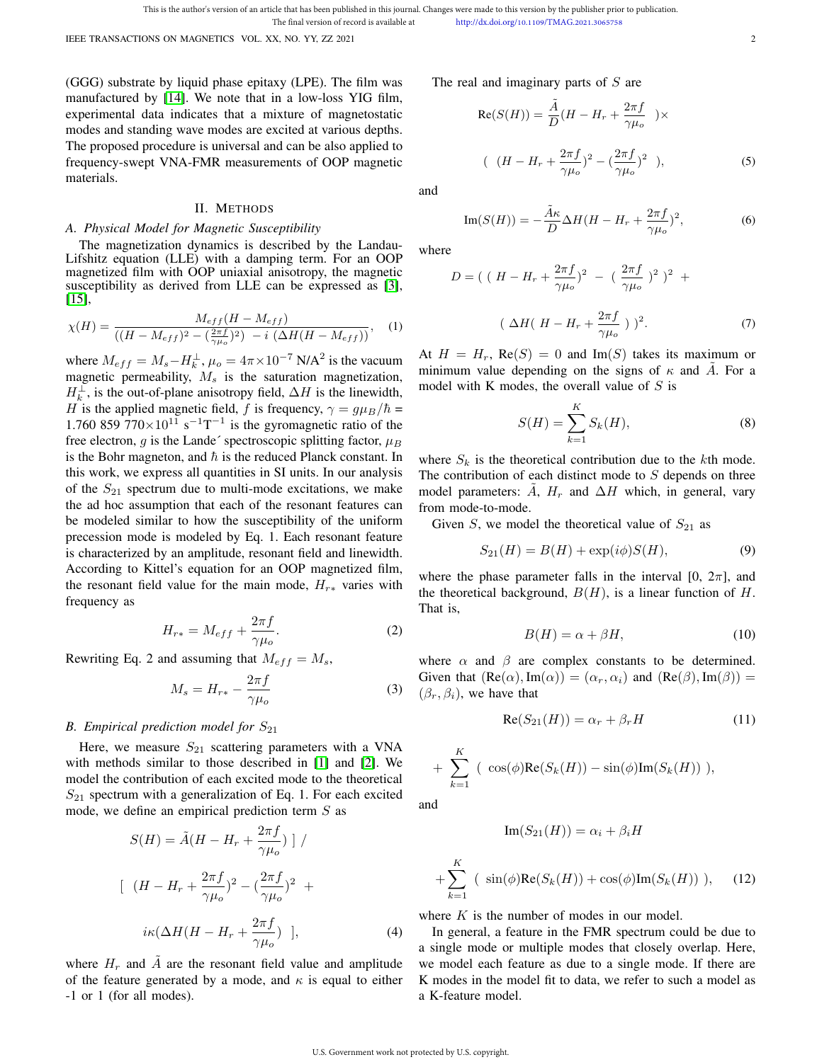(GGG) substrate by liquid phase epitaxy (LPE). The film was manufactured by [14]. We note that in a low-loss YIG film, experimental data indicates that a mixture of magnetostatic modes and standing wave modes are excited at various depths. The proposed procedure is universal and can be also applied to frequency-swept VNA-FMR measurements of OOP magnetic materials.

## II. Methods

### A. Physical Model for Magnetic Susceptibility

The magnetization dynamics is described by the Landau-Lifshitz equation (LLE) with a damping term. For an OOP magnetized film with OOP uniaxial anisotropy, the magnetic susceptibility as derived from LLE can be expressed as [3], [15],

$$\chi(H) = \frac{M_{eff}(H - M_{eff})}{((H - M_{eff})^2 - (\frac{2\pi f}{\gamma \mu_o})^2) \ - i \ (\Delta H(H - M_{eff}))}, \quad (1)$$

where $M_{eff} = M_s - H_k^{\perp}$, $\mu_o = 4\pi \times 10^{-7}$ N/A$^2$ is the vacuum magnetic permeability, $M_s$ is the saturation magnetization, $H_k^{\perp}$, is the out-of-plane anisotropy field, $\Delta H$ is the linewidth, $H$ is the applied magnetic field, $f$ is frequency, $\gamma = g\mu_B/\hbar$ = 1.760 859 770$\times 10^{11}$ s$^{-1}$T$^{-1}$ is the gyromagnetic ratio of the free electron, $g$ is the Landé spectroscopic splitting factor, $\mu_B$ is the Bohr magneton, and $\hbar$ is the reduced Planck constant. In this work, we express all quantities in SI units. In our analysis of the $S_{21}$ spectrum due to multi-mode excitations, we make the ad hoc assumption that each of the resonant features can be modeled similar to how the susceptibility of the uniform precession mode is modeled by Eq. 1. Each resonant feature is characterized by an amplitude, resonant field and linewidth. According to Kittel's equation for an OOP magnetized film, the resonant field value for the main mode, $H_{r*}$ varies with frequency as

$$H_{r*} = M_{eff} + \frac{2\pi f}{\gamma \mu_o}. \quad (2)$$

Rewriting Eq. 2 and assuming that $M_{eff} = M_s$,

$$M_s = H_{r*} - \frac{2\pi f}{\gamma \mu_o} \quad (3)$$

### B. Empirical prediction model for $S_{21}$

Here, we measure $S_{21}$ scattering parameters with a VNA with methods similar to those described in [1] and [2]. We model the contribution of each excited mode to the theoretical $S_{21}$ spectrum with a generalization of Eq. 1. For each excited mode, we define an empirical prediction term $S$ as

$$S(H) = \tilde{A}(H - H_r + \frac{2\pi f}{\gamma \mu_o}) \ ] \ / \ [ \ (H - H_r + \frac{2\pi f}{\gamma \mu_o})^2 - (\frac{2\pi f}{\gamma \mu_o})^2 \ + \ i\kappa(\Delta H(H - H_r + \frac{2\pi f}{\gamma \mu_o}) \ ], \quad (4)$$

where $H_r$ and $\tilde{A}$ are the resonant field value and amplitude of the feature generated by a mode, and $\kappa$ is equal to either -1 or 1 (for all modes).

The real and imaginary parts of $S$ are

$$\text{Re}(S(H)) = \frac{\tilde{A}}{D}(H - H_r + \frac{2\pi f}{\gamma \mu_o} \ ) \times \left( \ (H - H_r + \frac{2\pi f}{\gamma \mu_o})^2 - (\frac{2\pi f}{\gamma \mu_o})^2 \ \right), \quad (5)$$

and

$$\text{Im}(S(H)) = -\frac{\tilde{A}\kappa}{D}\Delta H(H - H_r + \frac{2\pi f}{\gamma \mu_o})^2, \quad (6)$$

where

$$D = ( \ ( \ H - H_r + \frac{2\pi f}{\gamma \mu_o})^2 \ - \ ( \ \frac{2\pi f}{\gamma \mu_o} \ )^2 \ )^2 \ + \ ( \ \Delta H( \ H - H_r + \frac{2\pi f}{\gamma \mu_o} \ ) \ )^2. \quad (7)$$

At $H = H_r$, $\text{Re}(S) = 0$ and $\text{Im}(S)$ takes its maximum or minimum value depending on the signs of $\kappa$ and $\tilde{A}$. For a model with K modes, the overall value of $S$ is

$$S(H) = \sum_{k=1}^{K} S_k(H), \quad (8)$$

where $S_k$ is the theoretical contribution due to the $k$th mode. The contribution of each distinct mode to $S$ depends on three model parameters: $\tilde{A}$, $H_r$ and $\Delta H$ which, in general, vary from mode-to-mode.

Given $S$, we model the theoretical value of $S_{21}$ as

$$S_{21}(H) = B(H) + \exp(i\phi)S(H), \quad (9)$$

where the phase parameter falls in the interval [0, $2\pi$], and the theoretical background, $B(H)$, is a linear function of $H$. That is,

$$B(H) = \alpha + \beta H, \quad (10)$$

where $\alpha$ and $\beta$ are complex constants to be determined. Given that $(\text{Re}(\alpha), \text{Im}(\alpha)) = (\alpha_r, \alpha_i)$ and $(\text{Re}(\beta), \text{Im}(\beta)) = (\beta_r, \beta_i)$, we have that

$$\text{Re}(S_{21}(H)) = \alpha_r + \beta_r H + \sum_{k=1}^{K} \left( \ \cos(\phi)\text{Re}(S_k(H)) - \sin(\phi)\text{Im}(S_k(H)) \ \right), \quad (11)$$

and

$$\text{Im}(S_{21}(H)) = \alpha_i + \beta_i H + \sum_{k=1}^{K} \left( \ \sin(\phi)\text{Re}(S_k(H)) + \cos(\phi)\text{Im}(S_k(H)) \ \right), \quad (12)$$

where $K$ is the number of modes in our model.

In general, a feature in the FMR spectrum could be due to a single mode or multiple modes that closely overlap. Here, we model each feature as due to a single mode. If there are K modes in the model fit to data, we refer to such a model as a K-feature model.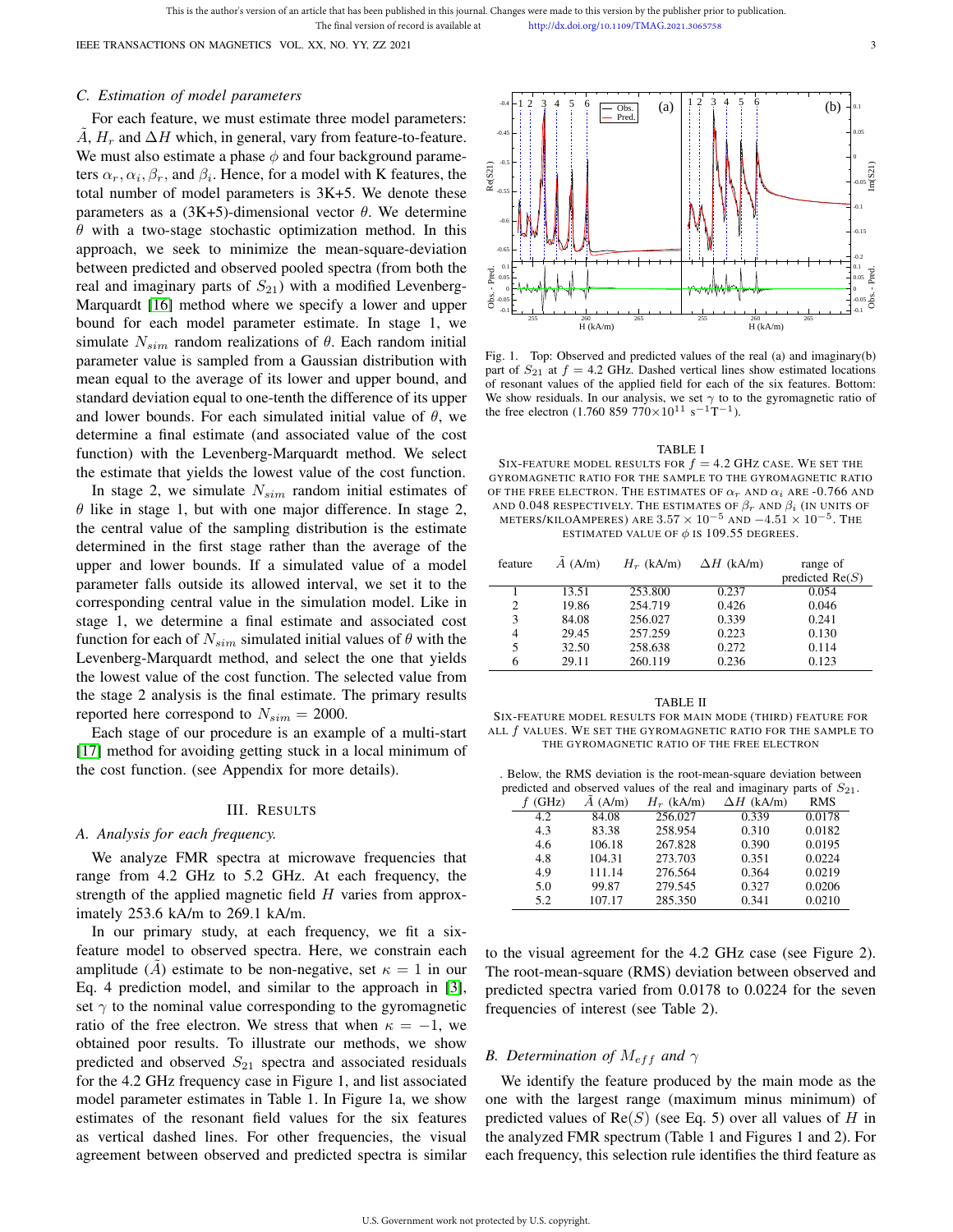### C. Estimation of model parameters

For each feature, we must estimate three model parameters: $\tilde{A}$, $H_r$ and $\Delta H$ which, in general, vary from feature-to-feature. We must also estimate a phase $\phi$ and four background parameters $\alpha_r, \alpha_i, \beta_r$, and $\beta_i$. Hence, for a model with K features, the total number of model parameters is 3K+5. We denote these parameters as a (3K+5)-dimensional vector $\theta$. We determine $\theta$ with a two-stage stochastic optimization method. In this approach, we seek to minimize the mean-square-deviation between predicted and observed pooled spectra (from both the real and imaginary parts of $S_{21}$) with a modified Levenberg-Marquardt [16] method where we specify a lower and upper bound for each model parameter estimate. In stage 1, we simulate $N_{sim}$ random realizations of $\theta$. Each random initial parameter value is sampled from a Gaussian distribution with mean equal to the average of its lower and upper bound, and standard deviation equal to one-tenth the difference of its upper and lower bounds. For each simulated initial value of $\theta$, we determine a final estimate (and associated value of the cost function) with the Levenberg-Marquardt method. We select the estimate that yields the lowest value of the cost function.

In stage 2, we simulate $N_{sim}$ random initial estimates of $\theta$ like in stage 1, but with one major difference. In stage 2, the central value of the sampling distribution is the estimate determined in the first stage rather than the average of the upper and lower bounds. If a simulated value of a model parameter falls outside its allowed interval, we set it to the corresponding central value in the simulation model. Like in stage 1, we determine a final estimate and associated cost function for each of $N_{sim}$ simulated initial values of $\theta$ with the Levenberg-Marquardt method, and select the one that yields the lowest value of the cost function. The selected value from the stage 2 analysis is the final estimate. The primary results reported here correspond to $N_{sim} = 2000$.

Each stage of our procedure is an example of a multi-start [17] method for avoiding getting stuck in a local minimum of the cost function. (see Appendix for more details).

## III. Results

### A. Analysis for each frequency.

We analyze FMR spectra at microwave frequencies that range from 4.2 GHz to 5.2 GHz. At each frequency, the strength of the applied magnetic field $H$ varies from approximately 253.6 kA/m to 269.1 kA/m.

In our primary study, at each frequency, we fit a six-feature model to observed spectra. Here, we constrain each amplitude ($\tilde{A}$) estimate to be non-negative, set $\kappa = 1$ in our Eq. 4 prediction model, and similar to the approach in [3], set $\gamma$ to the nominal value corresponding to the gyromagnetic ratio of the free electron. We stress that when $\kappa = -1$, we obtained poor results. To illustrate our methods, we show predicted and observed $S_{21}$ spectra and associated residuals for the 4.2 GHz frequency case in Figure 1, and list associated model parameter estimates in Table 1. In Figure 1a, we show estimates of the resonant field values for the six features as vertical dashed lines. For other frequencies, the visual agreement between observed and predicted spectra is similar to the visual agreement for the 4.2 GHz case (see Figure 2). The root-mean-square (RMS) deviation between observed and predicted spectra varied from 0.0178 to 0.0224 for the seven frequencies of interest (see Table 2).

Fig. 1. Top: Observed and predicted values of the real (a) and imaginary(b) part of $S_{21}$ at $f = 4.2$ GHz. Dashed vertical lines show estimated locations of resonant values of the applied field for each of the six features. Bottom: We show residuals. In our analysis, we set $\gamma$ to to the gyromagnetic ratio of the free electron (1.760 859 770$\times 10^{11}$ s$^{-1}$T$^{-1}$).

TABLE I
Six-feature model results for $f = 4.2$ GHz case. We set the gyromagnetic ratio for the sample to the gyromagnetic ratio of the free electron. The estimates of $\alpha_r$ and $\alpha_i$ are -0.766 and and 0.048 respectively. The estimates of $\beta_r$ and $\beta_i$ (in units of meters/kiloamperes) are $3.57 \times 10^{-5}$ and $-4.51 \times 10^{-5}$. The estimated value of $\phi$ is 109.55 degrees.

| feature | $\tilde{A}$ (A/m) | $H_r$ (kA/m) | $\Delta H$ (kA/m) | range of predicted Re($S$) |
|---|---|---|---|---|
| 1 | 13.51 | 253.800 | 0.237 | 0.054 |
| 2 | 19.86 | 254.719 | 0.426 | 0.046 |
| 3 | 84.08 | 256.027 | 0.339 | 0.241 |
| 4 | 29.45 | 257.259 | 0.223 | 0.130 |
| 5 | 32.50 | 258.638 | 0.272 | 0.114 |
| 6 | 29.11 | 260.119 | 0.236 | 0.123 |

TABLE II
Six-feature model results for main mode (third) feature for all $f$ values. We set the gyromagnetic ratio for the sample to the gyromagnetic ratio of the free electron

. Below, the RMS deviation is the root-mean-square deviation between predicted and observed values of the real and imaginary parts of $S_{21}$.

| $f$ (GHz) | $\tilde{A}$ (A/m) | $H_r$ (kA/m) | $\Delta H$ (kA/m) | RMS |
|---|---|---|---|---|
| 4.2 | 84.08 | 256.027 | 0.339 | 0.0178 |
| 4.3 | 83.38 | 258.954 | 0.310 | 0.0182 |
| 4.6 | 106.18 | 267.828 | 0.390 | 0.0195 |
| 4.8 | 104.31 | 273.703 | 0.351 | 0.0224 |
| 4.9 | 111.14 | 276.564 | 0.364 | 0.0219 |
| 5.0 | 99.87 | 279.545 | 0.327 | 0.0206 |
| 5.2 | 107.17 | 285.350 | 0.341 | 0.0210 |

### B. Determination of $M_{eff}$ and $\gamma$

We identify the feature produced by the main mode as the one with the largest range (maximum minus minimum) of predicted values of Re($S$) (see Eq. 5) over all values of $H$ in the analyzed FMR spectrum (Table 1 and Figures 1 and 2). For each frequency, this selection rule identifies the third feature as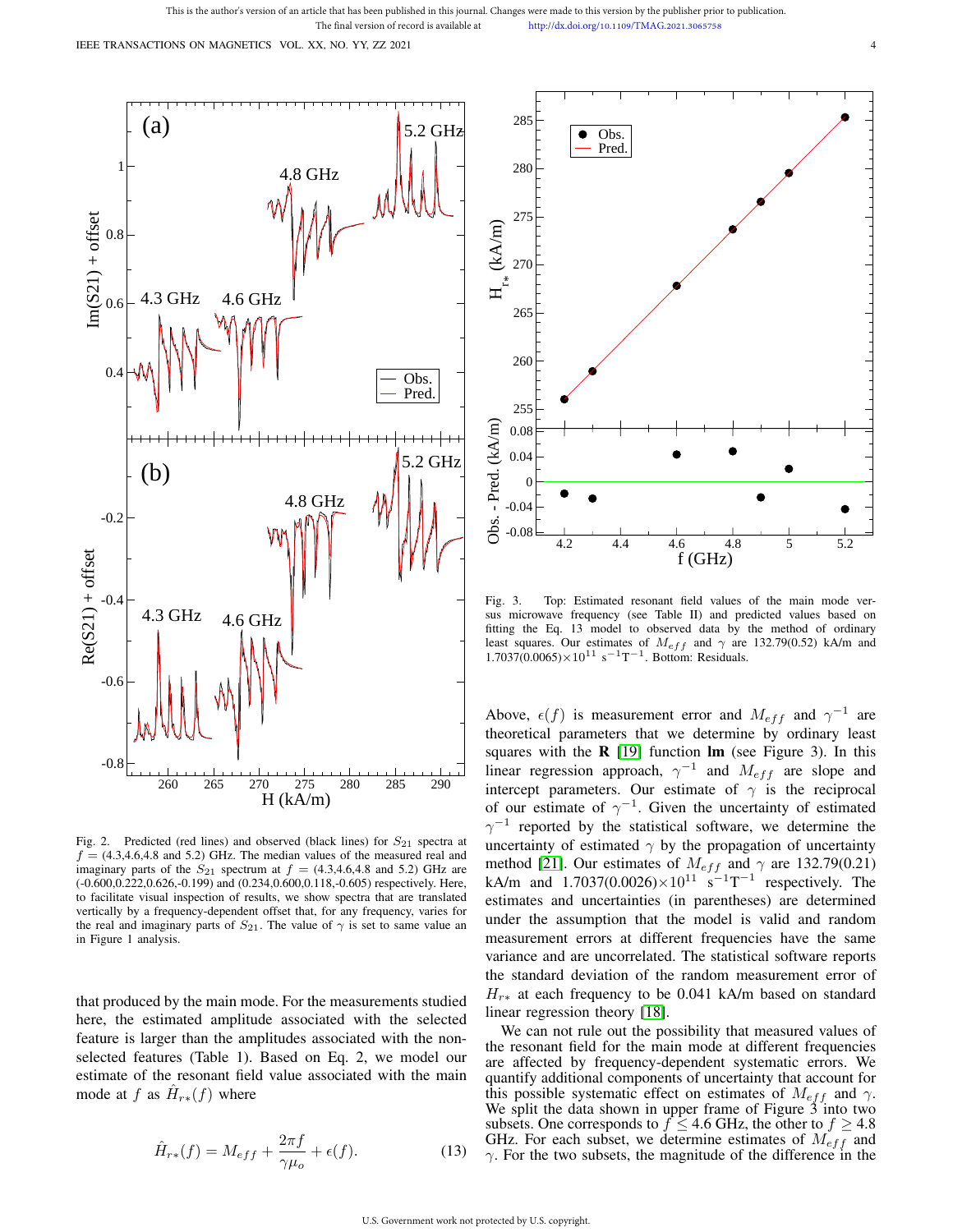Fig. 2. Predicted (red lines) and observed (black lines) for $S_{21}$ spectra at $f = (4.3, 4.6, 4.8$ and $5.2)$ GHz. The median values of the measured real and imaginary parts of the $S_{21}$ spectrum at $f = (4.3, 4.6, 4.8$ and $5.2)$ GHz are (-0.600,0.222,0.626,-0.199) and (0.234,0.600,0.118,-0.605) respectively. Here, to facilitate visual inspection of results, we show spectra that are translated vertically by a frequency-dependent offset that, for any frequency, varies for the real and imaginary parts of $S_{21}$. The value of $\gamma$ is set to same value an in Figure 1 analysis.

that produced by the main mode. For the measurements studied here, the estimated amplitude associated with the selected feature is larger than the amplitudes associated with the non-selected features (Table 1). Based on Eq. 2, we model our estimate of the resonant field value associated with the main mode at $f$ as $\hat{H}_{r*}(f)$ where

$$\hat{H}_{r*}(f) = M_{eff} + \frac{2\pi f}{\gamma \mu_o} + \epsilon(f). \tag{13}$$

Fig. 3. Top: Estimated resonant field values of the main mode versus microwave frequency (see Table II) and predicted values based on fitting the Eq. 13 model to observed data by the method of ordinary least squares. Our estimates of $M_{eff}$ and $\gamma$ are 132.79(0.52) kA/m and $1.7037(0.0065)\times10^{11}$ $\text{s}^{-1}\text{T}^{-1}$. Bottom: Residuals.

Above, $\epsilon(f)$ is measurement error and $M_{eff}$ and $\gamma^{-1}$ are theoretical parameters that we determine by ordinary least squares with the **R** [19] function **lm** (see Figure 3). In this linear regression approach, $\gamma^{-1}$ and $M_{eff}$ are slope and intercept parameters. Our estimate of $\gamma$ is the reciprocal of our estimate of $\gamma^{-1}$. Given the uncertainty of estimated $\gamma^{-1}$ reported by the statistical software, we determine the uncertainty of estimated $\gamma$ by the propagation of uncertainty method [21]. Our estimates of $M_{eff}$ and $\gamma$ are 132.79(0.21) kA/m and $1.7037(0.0026)\times10^{11}$ $\text{s}^{-1}\text{T}^{-1}$ respectively. The estimates and uncertainties (in parentheses) are determined under the assumption that the model is valid and random measurement errors at different frequencies have the same variance and are uncorrelated. The statistical software reports the standard deviation of the random measurement error of $H_{r*}$ at each frequency to be 0.041 kA/m based on standard linear regression theory [18].

We can not rule out the possibility that measured values of the resonant field for the main mode at different frequencies are affected by frequency-dependent systematic errors. We quantify additional components of uncertainty that account for this possible systematic effect on estimates of $M_{eff}$ and $\gamma$. We split the data shown in upper frame of Figure 3 into two subsets. One corresponds to $f \leq 4.6$ GHz, the other to $f \geq 4.8$ GHz. For each subset, we determine estimates of $M_{eff}$ and $\gamma$. For the two subsets, the magnitude of the difference in the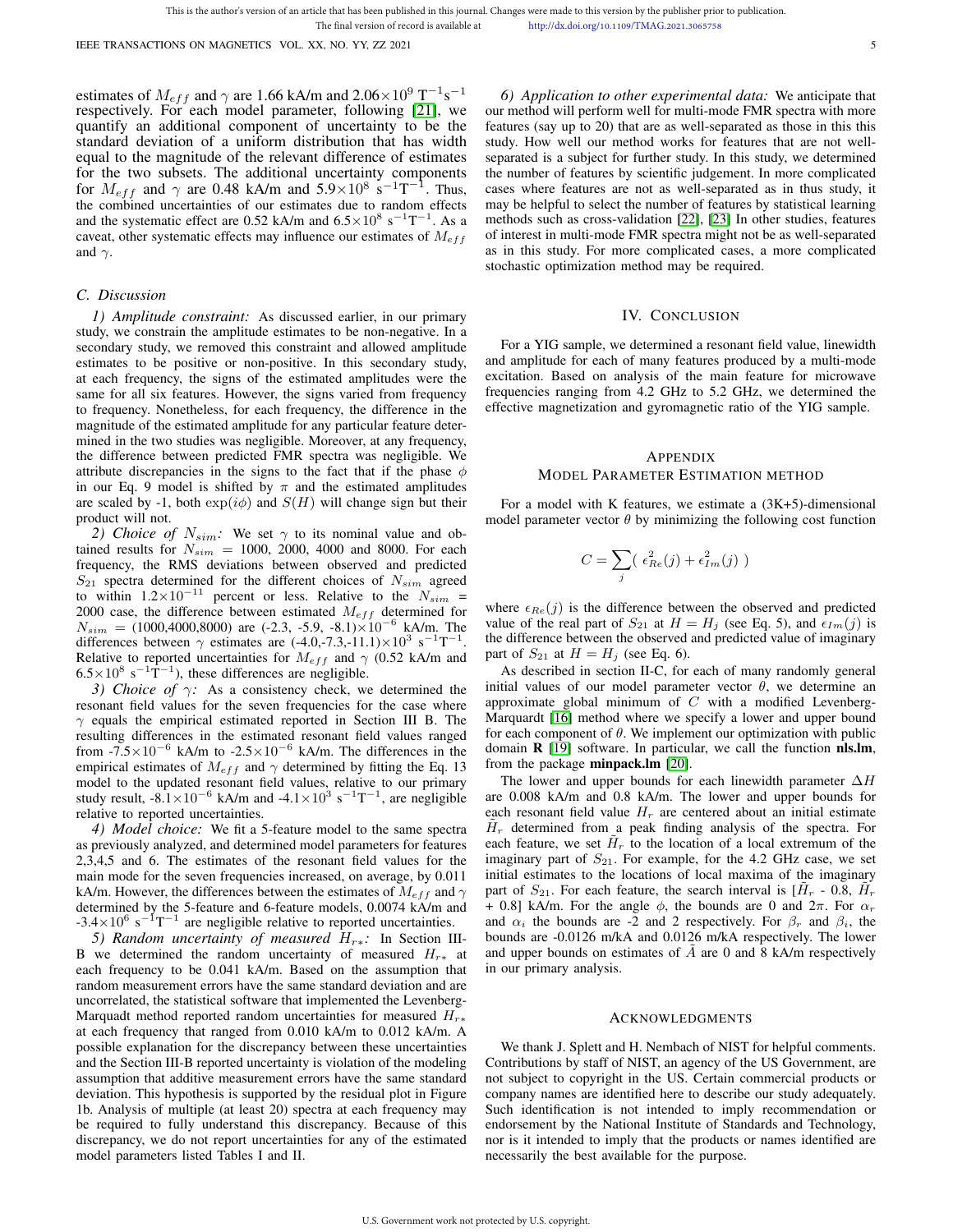estimates of $M_{eff}$ and $\gamma$ are 1.66 kA/m and $2.06\times10^9$ $\text{T}^{-1}\text{s}^{-1}$ respectively. For each model parameter, following [21], we quantify an additional component of uncertainty to be the standard deviation of a uniform distribution that has width equal to the magnitude of the relevant difference of estimates for the two subsets. The additional uncertainty components for $M_{eff}$ and $\gamma$ are 0.48 kA/m and $5.9\times10^8$ $\text{s}^{-1}\text{T}^{-1}$. Thus, the combined uncertainties of our estimates due to random effects and the systematic effect are 0.52 kA/m and $6.5\times10^8$ $\text{s}^{-1}\text{T}^{-1}$. As a caveat, other systematic effects may influence our estimates of $M_{eff}$ and $\gamma$.

### C. Discussion

*1) Amplitude constraint:* As discussed earlier, in our primary study, we constrain the amplitude estimates to be non-negative. In a secondary study, we removed this constraint and allowed amplitude estimates to be positive or non-positive. In this secondary study, at each frequency, the signs of the estimated amplitudes were the same for all six features. However, the signs varied from frequency to frequency. Nonetheless, for each frequency, the difference in the magnitude of the estimated amplitude for any particular feature determined in the two studies was negligible. Moreover, at any frequency, the difference between predicted FMR spectra was negligible. We attribute discrepancies in the signs to the fact that if the phase $\phi$ in our Eq. 9 model is shifted by $\pi$ and the estimated amplitudes are scaled by -1, both $\exp(i\phi)$ and $S(H)$ will change sign but their product will not.

*2) Choice of $N_{sim}$:* We set $\gamma$ to its nominal value and obtained results for $N_{sim}$ = 1000, 2000, 4000 and 8000. For each frequency, the RMS deviations between observed and predicted $S_{21}$ spectra determined for the different choices of $N_{sim}$ agreed to within $1.2\times10^{-11}$ percent or less. Relative to the $N_{sim}$ = 2000 case, the difference between estimated $M_{eff}$ determined for $N_{sim}$ = (1000,4000,8000) are (-2.3, -5.9, -8.1)$\times10^{-6}$ kA/m. The differences between $\gamma$ estimates are (-4.0,-7.3,-11.1)$\times10^3$ $\text{s}^{-1}\text{T}^{-1}$. Relative to reported uncertainties for $M_{eff}$ and $\gamma$ (0.52 kA/m and $6.5\times10^8$ $\text{s}^{-1}\text{T}^{-1}$), these differences are negligible.

*3) Choice of $\gamma$:* As a consistency check, we determined the resonant field values for the seven frequencies for the case where $\gamma$ equals the empirical estimated reported in Section III B. The resulting differences in the estimated resonant field values ranged from $-7.5\times10^{-6}$ kA/m to $-2.5\times10^{-6}$ kA/m. The differences in the empirical estimates of $M_{eff}$ and $\gamma$ determined by fitting the Eq. 13 model to the updated resonant field values, relative to our primary study result, $-8.1\times10^{-6}$ kA/m and $-4.1\times10^3$ $\text{s}^{-1}\text{T}^{-1}$, are negligible relative to reported uncertainties.

*4) Model choice:* We fit a 5-feature model to the same spectra as previously analyzed, and determined model parameters for features 2,3,4,5 and 6. The estimates of the resonant field values for the main mode for the seven frequencies increased, on average, by 0.011 kA/m. However, the differences between the estimates of $M_{eff}$ and $\gamma$ determined by the 5-feature and 6-feature models, 0.0074 kA/m and $-3.4\times10^6$ $\text{s}^{-1}\text{T}^{-1}$ are negligible relative to reported uncertainties.

*5) Random uncertainty of measured $H_{r*}$:* In Section III-B we determined the random uncertainty of measured $H_{r*}$ at each frequency to be 0.041 kA/m. Based on the assumption that random measurement errors have the same standard deviation and are uncorrelated, the statistical software that implemented the Levenberg-Marquadt method reported random uncertainties for measured $H_{r*}$ at each frequency that ranged from 0.010 kA/m to 0.012 kA/m. A possible explanation for the discrepancy between these uncertainties and the Section III-B reported uncertainty is violation of the modeling assumption that additive measurement errors have the same standard deviation. This hypothesis is supported by the residual plot in Figure 1b. Analysis of multiple (at least 20) spectra at each frequency may be required to fully understand this discrepancy. Because of this discrepancy, we do not report uncertainties for any of the estimated model parameters listed Tables I and II.

*6) Application to other experimental data:* We anticipate that our method will perform well for multi-mode FMR spectra with more features (say up to 20) that are as well-separated as those in this this study. How well our method works for features that are not well-separated is a subject for further study. In this study, we determined the number of features by scientific judgement. In more complicated cases where features are not as well-separated as in thus study, it may be helpful to select the number of features by statistical learning methods such as cross-validation [22], [23] In other studies, features of interest in multi-mode FMR spectra might not be as well-separated as in this study. For more complicated cases, a more complicated stochastic optimization method may be required.

## IV. Conclusion

For a YIG sample, we determined a resonant field value, linewidth and amplitude for each of many features produced by a multi-mode excitation. Based on analysis of the main feature for microwave frequencies ranging from 4.2 GHz to 5.2 GHz, we determined the effective magnetization and gyromagnetic ratio of the YIG sample.

## Appendix
## Model Parameter Estimation Method

For a model with K features, we estimate a (3K+5)-dimensional model parameter vector $\theta$ by minimizing the following cost function

$$C = \sum_j ( \epsilon^2_{Re}(j) + \epsilon^2_{Im}(j) )$$

where $\epsilon_{Re}(j)$ is the difference between the observed and predicted value of the real part of $S_{21}$ at $H = H_j$ (see Eq. 5), and $\epsilon_{Im}(j)$ is the difference between the observed and predicted value of imaginary part of $S_{21}$ at $H = H_j$ (see Eq. 6).

As described in section II-C, for each of many randomly general initial values of our model parameter vector $\theta$, we determine an approximate global minimum of $C$ with a modified Levenberg-Marquardt [16] method where we specify a lower and upper bound for each component of $\theta$. We implement our optimization with public domain **R** [19] software. In particular, we call the function **nls.lm**, from the package **minpack.lm** [20].

The lower and upper bounds for each linewidth parameter $\Delta H$ are 0.008 kA/m and 0.8 kA/m. The lower and upper bounds for each resonant field value $H_r$ are centered about an initial estimate $\tilde{H}_r$ determined from a peak finding analysis of the spectra. For each feature, we set $\tilde{H}_r$ to the location of a local extremum of the imaginary part of $S_{21}$. For example, for the 4.2 GHz case, we set initial estimates to the locations of local maxima of the imaginary part of $S_{21}$. For each feature, the search interval is [$\tilde{H}_r$ - 0.8, $\tilde{H}_r$ + 0.8] kA/m. For the angle $\phi$, the bounds are 0 and $2\pi$. For $\alpha_r$ and $\alpha_i$ the bounds are -2 and 2 respectively. For $\beta_r$ and $\beta_i$, the bounds are -0.0126 m/kA and 0.0126 m/kA respectively. The lower and upper bounds on estimates of $\tilde{A}$ are 0 and 8 kA/m respectively in our primary analysis.

## Acknowledgments

We thank J. Splett and H. Nembach of NIST for helpful comments. Contributions by staff of NIST, an agency of the US Government, are not subject to copyright in the US. Certain commercial products or company names are identified here to describe our study adequately. Such identification is not intended to imply recommendation or endorsement by the National Institute of Standards and Technology, nor is it intended to imply that the products or names identified are necessarily the best available for the purpose.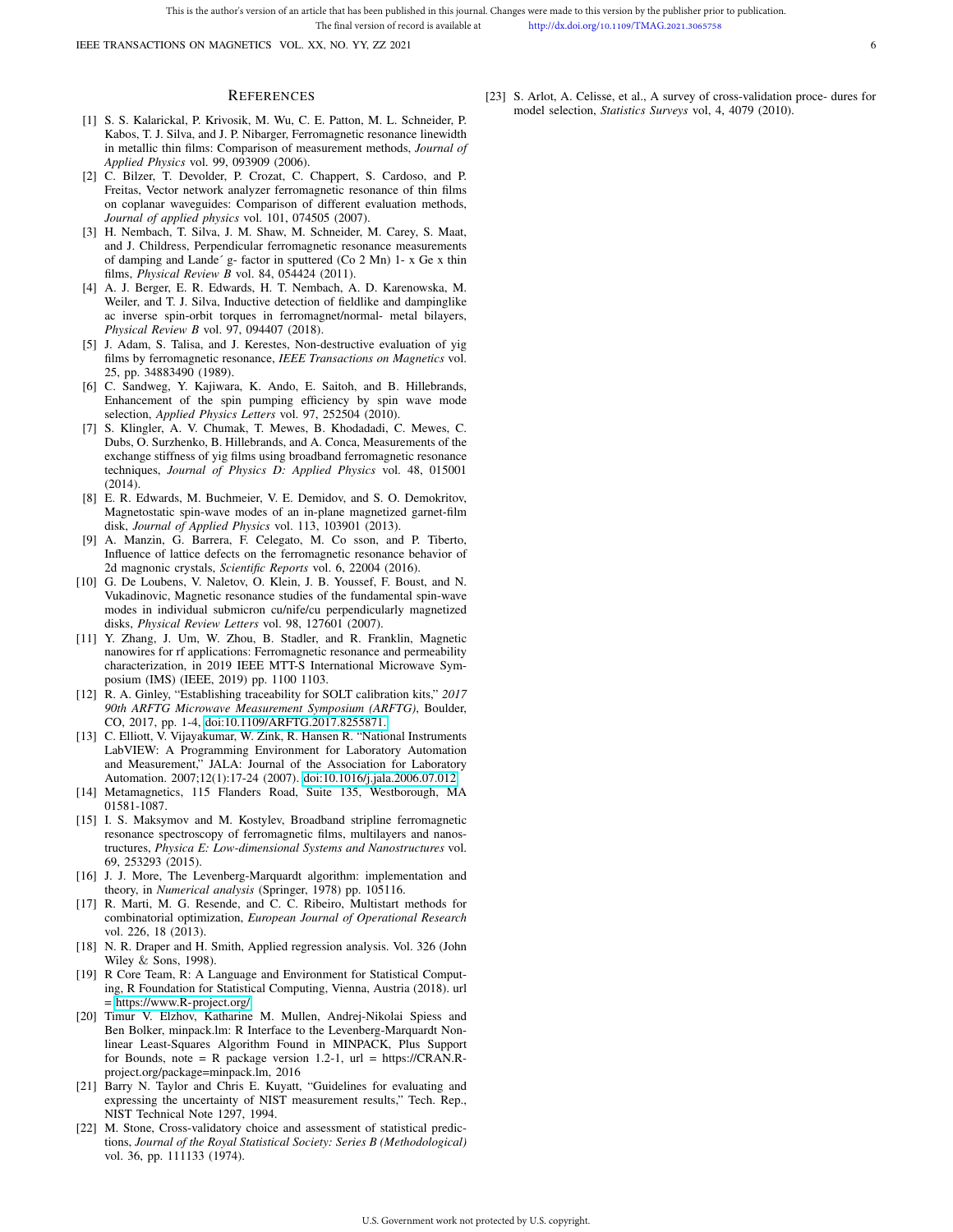## References

[1] S. S. Kalarickal, P. Krivosik, M. Wu, C. E. Patton, M. L. Schneider, P. Kabos, T. J. Silva, and J. P. Nibarger, Ferromagnetic resonance linewidth in metallic thin films: Comparison of measurement methods, *Journal of Applied Physics* vol. 99, 093909 (2006).

[2] C. Bilzer, T. Devolder, P. Crozat, C. Chappert, S. Cardoso, and P. Freitas, Vector network analyzer ferromagnetic resonance of thin films on coplanar waveguides: Comparison of different evaluation methods, *Journal of applied physics* vol. 101, 074505 (2007).

[3] H. Nembach, T. Silva, J. M. Shaw, M. Schneider, M. Carey, S. Maat, and J. Childress, Perpendicular ferromagnetic resonance measurements of damping and Lande´ g- factor in sputtered (Co 2 Mn) 1- x Ge x thin films, *Physical Review B* vol. 84, 054424 (2011).

[4] A. J. Berger, E. R. Edwards, H. T. Nembach, A. D. Karenowska, M. Weiler, and T. J. Silva, Inductive detection of fieldlike and dampinglike ac inverse spin-orbit torques in ferromagnet/normal- metal bilayers, *Physical Review B* vol. 97, 094407 (2018).

[5] J. Adam, S. Talisa, and J. Kerestes, Non-destructive evaluation of yig films by ferromagnetic resonance, *IEEE Transactions on Magnetics* vol. 25, pp. 34883490 (1989).

[6] C. Sandweg, Y. Kajiwara, K. Ando, E. Saitoh, and B. Hillebrands, Enhancement of the spin pumping efficiency by spin wave mode selection, *Applied Physics Letters* vol. 97, 252504 (2010).

[7] S. Klingler, A. V. Chumak, T. Mewes, B. Khodadadi, C. Mewes, C. Dubs, O. Surzhenko, B. Hillebrands, and A. Conca, Measurements of the exchange stiffness of yig films using broadband ferromagnetic resonance techniques, *Journal of Physics D: Applied Physics* vol. 48, 015001 (2014).

[8] E. R. Edwards, M. Buchmeier, V. E. Demidov, and S. O. Demokritov, Magnetostatic spin-wave modes of an in-plane magnetized garnet-film disk, *Journal of Applied Physics* vol. 113, 103901 (2013).

[9] A. Manzin, G. Barrera, F. Celegato, M. Co sson, and P. Tiberto, Influence of lattice defects on the ferromagnetic resonance behavior of 2d magnonic crystals, *Scientific Reports* vol. 6, 22004 (2016).

[10] G. De Loubens, V. Naletov, O. Klein, J. B. Youssef, F. Boust, and N. Vukadinovic, Magnetic resonance studies of the fundamental spin-wave modes in individual submicron cu/nife/cu perpendicularly magnetized disks, *Physical Review Letters* vol. 98, 127601 (2007).

[11] Y. Zhang, J. Um, W. Zhou, B. Stadler, and R. Franklin, Magnetic nanowires for rf applications: Ferromagnetic resonance and permeability characterization, in 2019 IEEE MTT-S International Microwave Symposium (IMS) (IEEE, 2019) pp. 1100 1103.

[12] R. A. Ginley, "Establishing traceability for SOLT calibration kits," *2017 90th ARFTG Microwave Measurement Symposium (ARFTG)*, Boulder, CO, 2017, pp. 1-4, doi:10.1109/ARFTG.2017.8255871.

[13] C. Elliott, V. Vijayakumar, W. Zink, R. Hansen R. "National Instruments LabVIEW: A Programming Environment for Laboratory Automation and Measurement," JALA: Journal of the Association for Laboratory Automation. 2007;12(1):17-24 (2007). doi:10.1016/j.jala.2006.07.012

[14] Metamagnetics, 115 Flanders Road, Suite 135, Westborough, MA 01581-1087.

[15] I. S. Maksymov and M. Kostylev, Broadband stripline ferromagnetic resonance spectroscopy of ferromagnetic films, multilayers and nanostructures, *Physica E: Low-dimensional Systems and Nanostructures* vol. 69, 253293 (2015).

[16] J. J. More, The Levenberg-Marquardt algorithm: implementation and theory, in *Numerical analysis* (Springer, 1978) pp. 105116.

[17] R. Marti, M. G. Resende, and C. C. Ribeiro, Multistart methods for combinatorial optimization, *European Journal of Operational Research* vol. 226, 18 (2013).

[18] N. R. Draper and H. Smith, Applied regression analysis. Vol. 326 (John Wiley & Sons, 1998).

[19] R Core Team, R: A Language and Environment for Statistical Computing, R Foundation for Statistical Computing, Vienna, Austria (2018). url = https://www.R-project.org/

[20] Timur V. Elzhov, Katharine M. Mullen, Andrej-Nikolai Spiess and Ben Bolker, minpack.lm: R Interface to the Levenberg-Marquardt Nonlinear Least-Squares Algorithm Found in MINPACK, Plus Support for Bounds, note = R package version 1.2-1, url = https://CRAN.R-project.org/package=minpack.lm, 2016

[21] Barry N. Taylor and Chris E. Kuyatt, "Guidelines for evaluating and expressing the uncertainty of NIST measurement results," Tech. Rep., NIST Technical Note 1297, 1994.

[22] M. Stone, Cross-validatory choice and assessment of statistical predictions, *Journal of the Royal Statistical Society: Series B (Methodological)* vol. 36, pp. 111133 (1974).

[23] S. Arlot, A. Celisse, et al., A survey of cross-validation proce- dures for model selection, *Statistics Surveys* vol, 4, 4079 (2010).